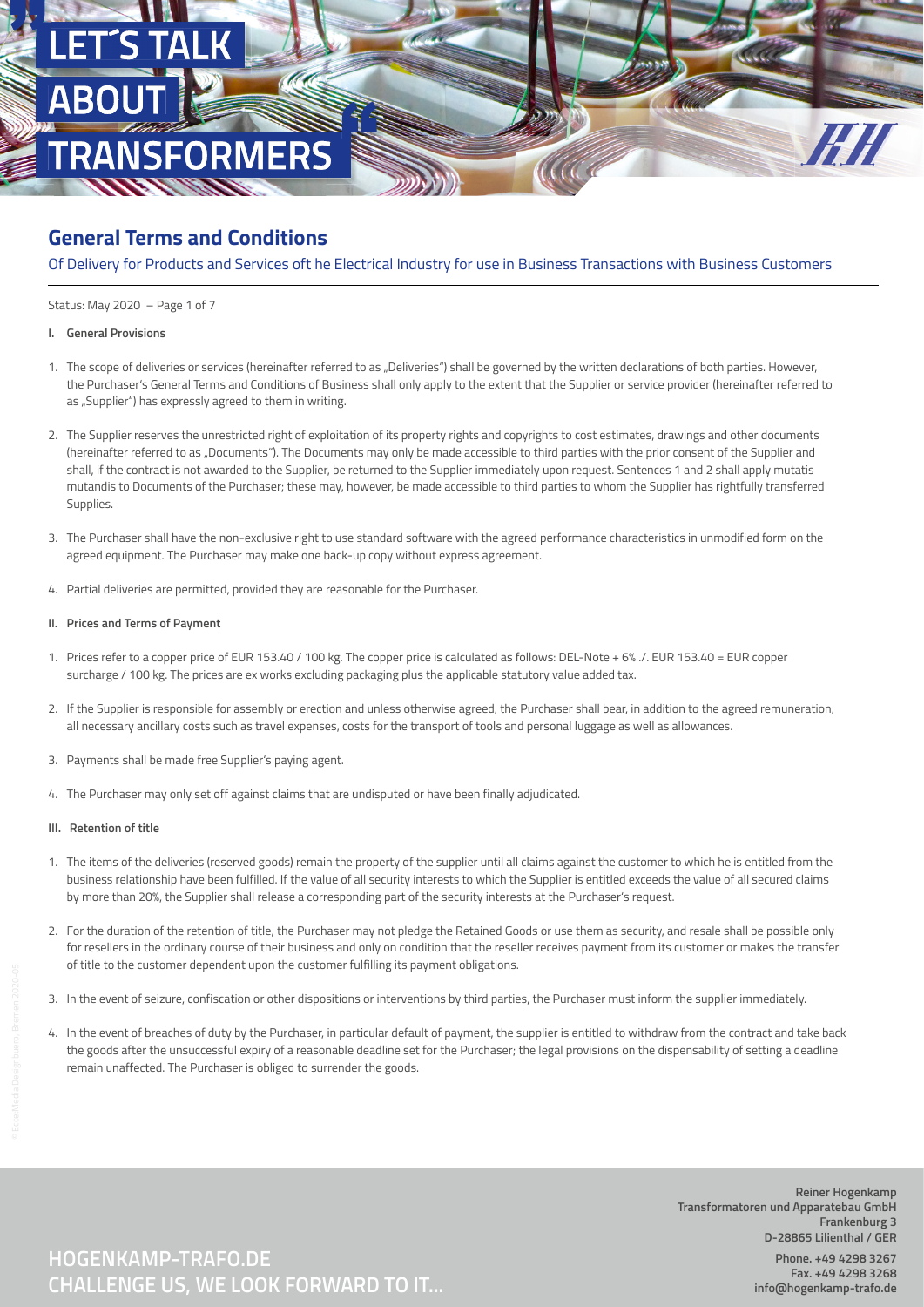# LET´S TALK ABOUT TRANSFORMERS

## General Terms and Conditions

Of Delivery for Products and Services oft he Electrical Industry for use in Business Transactions with Business Customers

Status: May 2020

### I. General Provisions

1. The scope of deliveries or services (hereinafter referred to as „Deliveries") shall be governed by the written declarations of both parties. However, the Purchaser's General Terms and Conditions of Business shall only apply to the extent that the Supplier or service provider (hereinafter referred to as „Supplier") has expressly agreed to them in writing.

2. The Supplier reserves the unrestricted right of exploitation of its property rights and copyrights to cost estimates, drawings and other documents (hereinafter referred to as „Documents"). The Documents may only be made accessible to third parties with the prior consent of the Supplier and shall, if the contract is not awarded to the Supplier, be returned to the Supplier immediately upon request. Sentences 1 and 2 shall apply mutatis mutandis to Documents of the Purchaser; these may, however, be made accessible to third parties to whom the Supplier has rightfully transferred Supplies.

3. The Purchaser shall have the non-exclusive right to use standard software with the agreed performance characteristics in unmodified form on the agreed equipment. The Purchaser may make one back-up copy without express agreement.

4. Partial deliveries are permitted, provided they are reasonable for the Purchaser.

### II. Prices and Terms of Payment

1. Prices refer to a copper price of EUR 153.40 / 100 kg. The copper price is calculated as follows: DEL-Note + 6% ./. EUR 153.40 = EUR copper surcharge / 100 kg. The prices are ex works excluding packaging plus the applicable statutory value added tax.

2. If the Supplier is responsible for assembly or erection and unless otherwise agreed, the Purchaser shall bear, in addition to the agreed remuneration, all necessary ancillary costs such as travel expenses, costs for the transport of tools and personal luggage as well as allowances.

3. Payments shall be made free Supplier's paying agent.

4. The Purchaser may only set off against claims that are undisputed or have been finally adjudicated.

### III. Retention of title

1. The items of the deliveries (reserved goods) remain the property of the supplier until all claims against the customer to which he is entitled from the business relationship have been fulfilled. If the value of all security interests to which the Supplier is entitled exceeds the value of all secured claims by more than 20%, the Supplier shall release a corresponding part of the security interests at the Purchaser's request.

2. For the duration of the retention of title, the Purchaser may not pledge the Retained Goods or use them as security, and resale shall be possible only for resellers in the ordinary course of their business and only on condition that the reseller receives payment from its customer or makes the transfer of title to the customer dependent upon the customer fulfilling its payment obligations.

3. In the event of seizure, confiscation or other dispositions or interventions by third parties, the Purchaser must inform the supplier immediately.

4. In the event of breaches of duty by the Purchaser, in particular default of payment, the supplier is entitled to withdraw from the contract and take back the goods after the unsuccessful expiry of a reasonable deadline set for the Purchaser; the legal provisions on the dispensability of setting a deadline remain unaffected. The Purchaser is obliged to surrender the goods.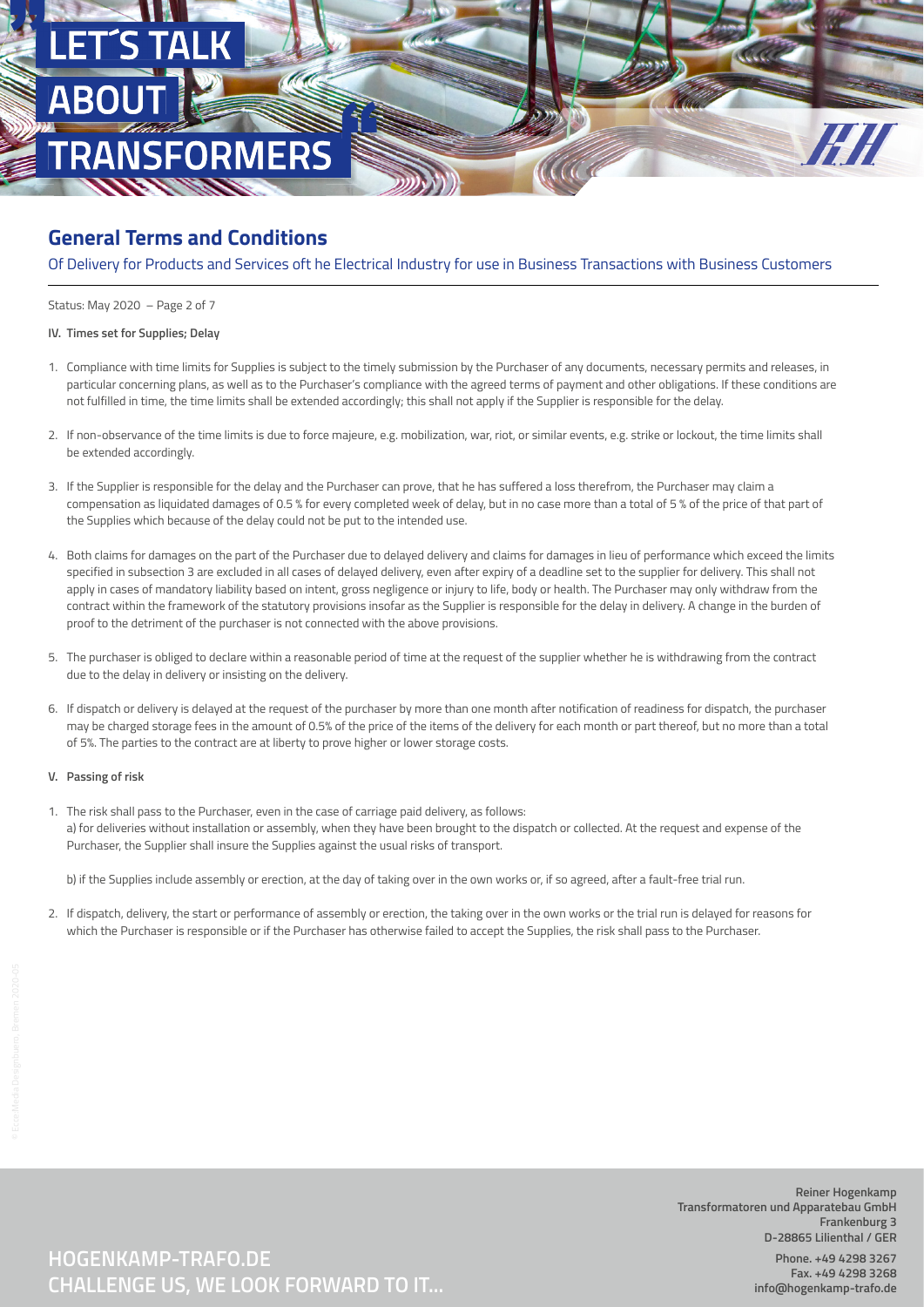# LET´S TALK ABOUT TRANSFORMERS

## General Terms and Conditions

Of Delivery for Products and Services oft he Electrical Industry for use in Business Transactions with Business Customers

Status: May 2020 – Page 2 of 7

**IV. Times set for Supplies; Delay**

1. Compliance with time limits for Supplies is subject to the timely submission by the Purchaser of any documents, necessary permits and releases, in particular concerning plans, as well as to the Purchaser's compliance with the agreed terms of payment and other obligations. If these conditions are not fulfilled in time, the time limits shall be extended accordingly; this shall not apply if the Supplier is responsible for the delay.

2. If non-observance of the time limits is due to force majeure, e.g. mobilization, war, riot, or similar events, e.g. strike or lockout, the time limits shall be extended accordingly.

3. If the Supplier is responsible for the delay and the Purchaser can prove, that he has suffered a loss therefrom, the Purchaser may claim a compensation as liquidated damages of 0.5 % for every completed week of delay, but in no case more than a total of 5 % of the price of that part of the Supplies which because of the delay could not be put to the intended use.

4. Both claims for damages on the part of the Purchaser due to delayed delivery and claims for damages in lieu of performance which exceed the limits specified in subsection 3 are excluded in all cases of delayed delivery, even after expiry of a deadline set to the supplier for delivery. This shall not apply in cases of mandatory liability based on intent, gross negligence or injury to life, body or health. The Purchaser may only withdraw from the contract within the framework of the statutory provisions insofar as the Supplier is responsible for the delay in delivery. A change in the burden of proof to the detriment of the purchaser is not connected with the above provisions.

5. The purchaser is obliged to declare within a reasonable period of time at the request of the supplier whether he is withdrawing from the contract due to the delay in delivery or insisting on the delivery.

6. If dispatch or delivery is delayed at the request of the purchaser by more than one month after notification of readiness for dispatch, the purchaser may be charged storage fees in the amount of 0.5% of the price of the items of the delivery for each month or part thereof, but no more than a total of 5%. The parties to the contract are at liberty to prove higher or lower storage costs.

**V. Passing of risk**

1. The risk shall pass to the Purchaser, even in the case of carriage paid delivery, as follows:
   a) for deliveries without installation or assembly, when they have been brought to the dispatch or collected. At the request and expense of the Purchaser, the Supplier shall insure the Supplies against the usual risks of transport.

   b) if the Supplies include assembly or erection, at the day of taking over in the own works or, if so agreed, after a fault-free trial run.

2. If dispatch, delivery, the start or performance of assembly or erection, the taking over in the own works or the trial run is delayed for reasons for which the Purchaser is responsible or if the Purchaser has otherwise failed to accept the Supplies, the risk shall pass to the Purchaser.

**HOGENKAMP-TRAFO.DE**
**CHALLENGE US, WE LOOK FORWARD TO IT...**

**Reiner Hogenkamp**
**Transformatoren und Apparatebau GmbH**
**Frankenburg 3**
**D-28865 Lilienthal / GER**

**Phone. +49 4298 3267**
**Fax. +49 4298 3268**
**info@hogenkamp-trafo.de**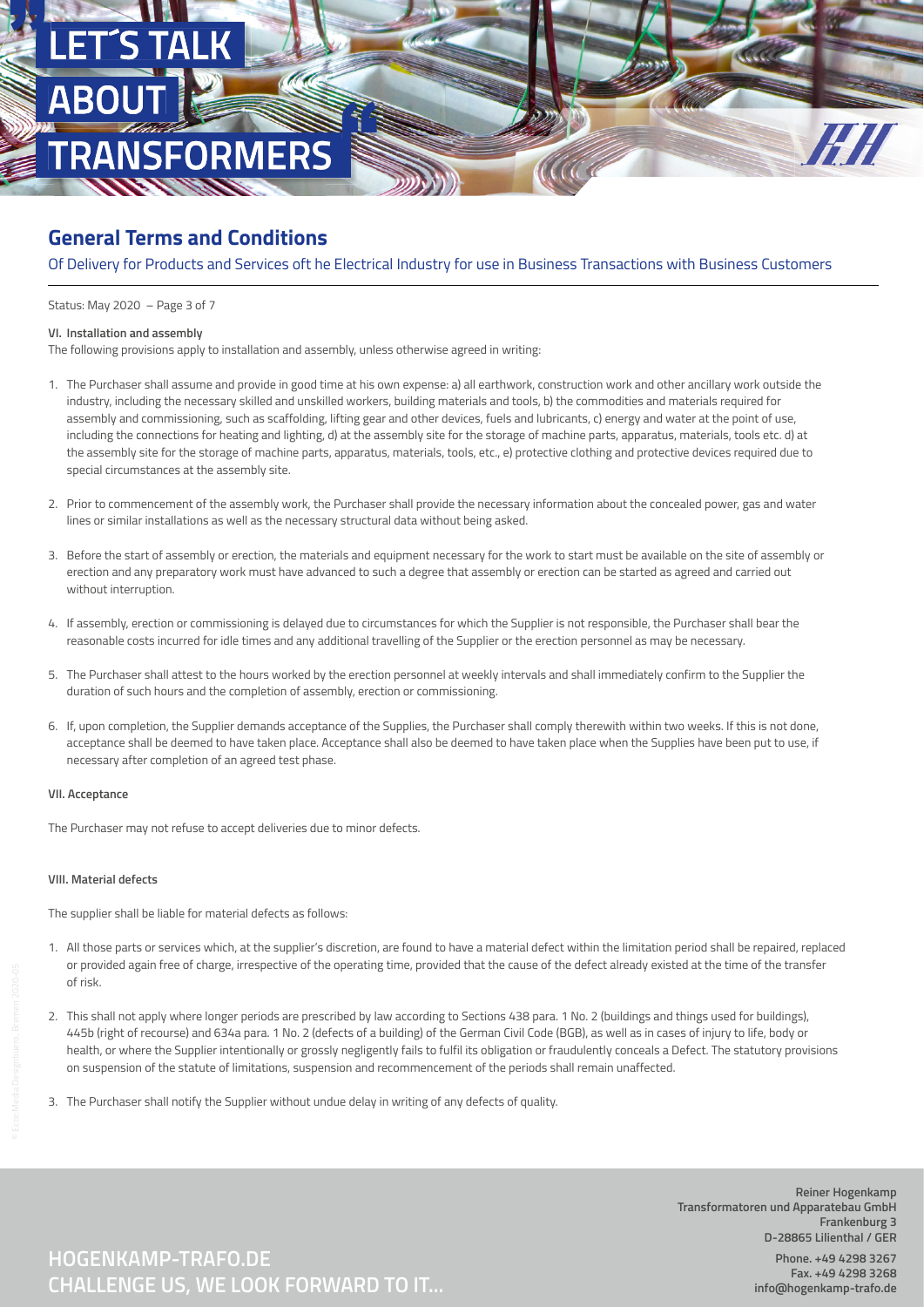## General Terms and Conditions

Of Delivery for Products and Services oft he Electrical Industry for use in Business Transactions with Business Customers

Status: May 2020 – Page 3 of 7

**VI. Installation and assembly**

The following provisions apply to installation and assembly, unless otherwise agreed in writing:

1. The Purchaser shall assume and provide in good time at his own expense: a) all earthwork, construction work and other ancillary work outside the industry, including the necessary skilled and unskilled workers, building materials and tools, b) the commodities and materials required for assembly and commissioning, such as scaffolding, lifting gear and other devices, fuels and lubricants, c) energy and water at the point of use, including the connections for heating and lighting, d) at the assembly site for the storage of machine parts, apparatus, materials, tools etc. d) at the assembly site for the storage of machine parts, apparatus, materials, tools, etc., e) protective clothing and protective devices required due to special circumstances at the assembly site.

2. Prior to commencement of the assembly work, the Purchaser shall provide the necessary information about the concealed power, gas and water lines or similar installations as well as the necessary structural data without being asked.

3. Before the start of assembly or erection, the materials and equipment necessary for the work to start must be available on the site of assembly or erection and any preparatory work must have advanced to such a degree that assembly or erection can be started as agreed and carried out without interruption.

4. If assembly, erection or commissioning is delayed due to circumstances for which the Supplier is not responsible, the Purchaser shall bear the reasonable costs incurred for idle times and any additional travelling of the Supplier or the erection personnel as may be necessary.

5. The Purchaser shall attest to the hours worked by the erection personnel at weekly intervals and shall immediately confirm to the Supplier the duration of such hours and the completion of assembly, erection or commissioning.

6. If, upon completion, the Supplier demands acceptance of the Supplies, the Purchaser shall comply therewith within two weeks. If this is not done, acceptance shall be deemed to have taken place. Acceptance shall also be deemed to have taken place when the Supplies have been put to use, if necessary after completion of an agreed test phase.

**VII. Acceptance**

The Purchaser may not refuse to accept deliveries due to minor defects.

**VIII. Material defects**

The supplier shall be liable for material defects as follows:

1. All those parts or services which, at the supplier's discretion, are found to have a material defect within the limitation period shall be repaired, replaced or provided again free of charge, irrespective of the operating time, provided that the cause of the defect already existed at the time of the transfer of risk.

2. This shall not apply where longer periods are prescribed by law according to Sections 438 para. 1 No. 2 (buildings and things used for buildings), 445b (right of recourse) and 634a para. 1 No. 2 (defects of a building) of the German Civil Code (BGB), as well as in cases of injury to life, body or health, or where the Supplier intentionally or grossly negligently fails to fulfil its obligation or fraudulently conceals a Defect. The statutory provisions on suspension of the statute of limitations, suspension and recommencement of the periods shall remain unaffected.

3. The Purchaser shall notify the Supplier without undue delay in writing of any defects of quality.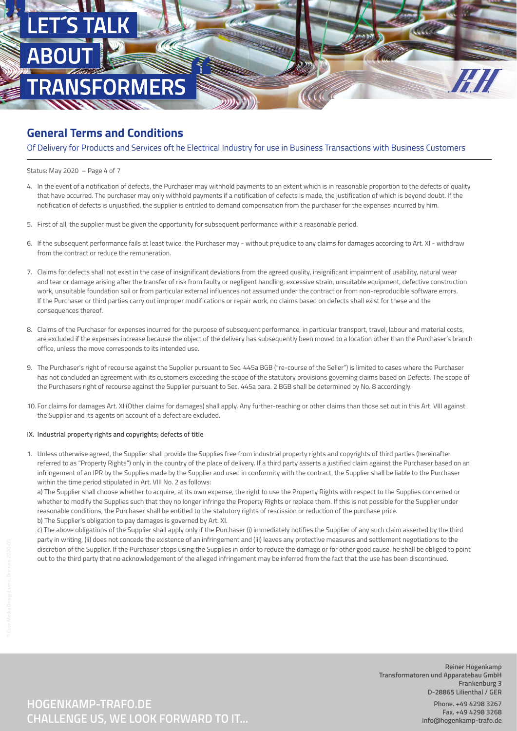## General Terms and Conditions

Of Delivery for Products and Services oft he Electrical Industry for use in Business Transactions with Business Customers

4. In the event of a notification of defects, the Purchaser may withhold payments to an extent which is in reasonable proportion to the defects of quality that have occurred. The purchaser may only withhold payments if a notification of defects is made, the justification of which is beyond doubt. If the notification of defects is unjustified, the supplier is entitled to demand compensation from the purchaser for the expenses incurred by him.

5. First of all, the supplier must be given the opportunity for subsequent performance within a reasonable period.

6. If the subsequent performance fails at least twice, the Purchaser may - without prejudice to any claims for damages according to Art. XI - withdraw from the contract or reduce the remuneration.

7. Claims for defects shall not exist in the case of insignificant deviations from the agreed quality, insignificant impairment of usability, natural wear and tear or damage arising after the transfer of risk from faulty or negligent handling, excessive strain, unsuitable equipment, defective construction work, unsuitable foundation soil or from particular external influences not assumed under the contract or from non-reproducible software errors. If the Purchaser or third parties carry out improper modifications or repair work, no claims based on defects shall exist for these and the consequences thereof.

8. Claims of the Purchaser for expenses incurred for the purpose of subsequent performance, in particular transport, travel, labour and material costs, are excluded if the expenses increase because the object of the delivery has subsequently been moved to a location other than the Purchaser's branch office, unless the move corresponds to its intended use.

9. The Purchaser's right of recourse against the Supplier pursuant to Sec. 445a BGB ("re-course of the Seller") is limited to cases where the Purchaser has not concluded an agreement with its customers exceeding the scope of the statutory provisions governing claims based on Defects. The scope of the Purchasers right of recourse against the Supplier pursuant to Sec. 445a para. 2 BGB shall be determined by No. 8 accordingly.

10. For claims for damages Art. XI (Other claims for damages) shall apply. Any further-reaching or other claims than those set out in this Art. VIII against the Supplier and its agents on account of a defect are excluded.

**IX. Industrial property rights and copyrights; defects of title**

1. Unless otherwise agreed, the Supplier shall provide the Supplies free from industrial property rights and copyrights of third parties (hereinafter referred to as "Property Rights") only in the country of the place of delivery. If a third party asserts a justified claim against the Purchaser based on an infringement of an IPR by the Supplies made by the Supplier and used in conformity with the contract, the Supplier shall be liable to the Purchaser within the time period stipulated in Art. VIII No. 2 as follows:
   a) The Supplier shall choose whether to acquire, at its own expense, the right to use the Property Rights with respect to the Supplies concerned or whether to modify the Supplies such that they no longer infringe the Property Rights or replace them. If this is not possible for the Supplier under reasonable conditions, the Purchaser shall be entitled to the statutory rights of rescission or reduction of the purchase price.
   b) The Supplier's obligation to pay damages is governed by Art. XI.
   c) The above obligations of the Supplier shall apply only if the Purchaser (i) immediately notifies the Supplier of any such claim asserted by the third party in writing, (ii) does not concede the existence of an infringement and (iii) leaves any protective measures and settlement negotiations to the discretion of the Supplier. If the Purchaser stops using the Supplies in order to reduce the damage or for other good cause, he shall be obliged to point out to the third party that no acknowledgement of the alleged infringement may be inferred from the fact that the use has been discontinued.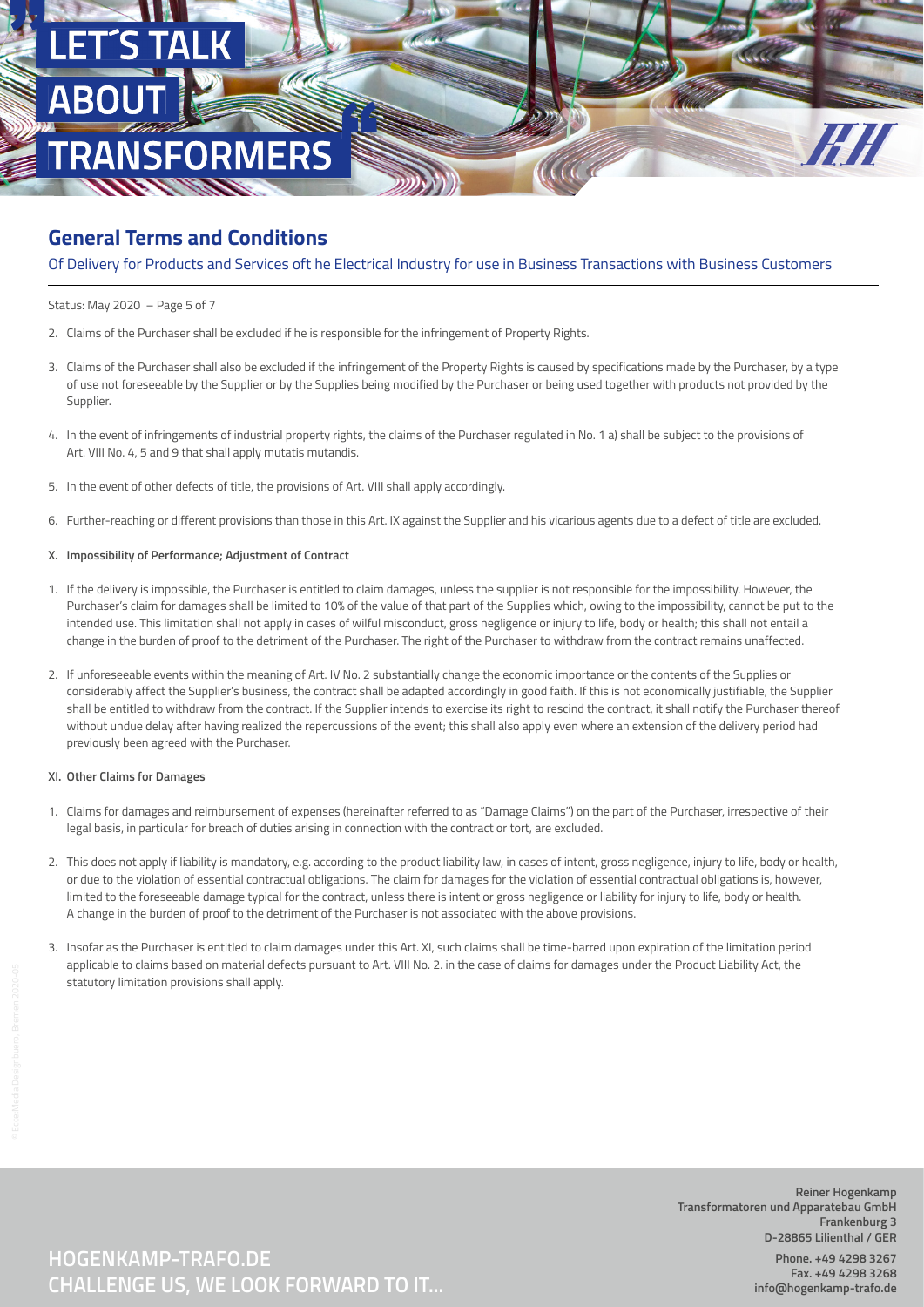## General Terms and Conditions

Of Delivery for Products and Services oft he Electrical Industry for use in Business Transactions with Business Customers

Status: May 2020 – Page 5 of 7

2. Claims of the Purchaser shall be excluded if he is responsible for the infringement of Property Rights.
3. Claims of the Purchaser shall also be excluded if the infringement of the Property Rights is caused by specifications made by the Purchaser, by a type of use not foreseeable by the Supplier or by the Supplies being modified by the Purchaser or being used together with products not provided by the Supplier.
4. In the event of infringements of industrial property rights, the claims of the Purchaser regulated in No. 1 a) shall be subject to the provisions of Art. VIII No. 4, 5 and 9 that shall apply mutatis mutandis.
5. In the event of other defects of title, the provisions of Art. VIII shall apply accordingly.
6. Further-reaching or different provisions than those in this Art. IX against the Supplier and his vicarious agents due to a defect of title are excluded.

**X. Impossibility of Performance; Adjustment of Contract**

1. If the delivery is impossible, the Purchaser is entitled to claim damages, unless the supplier is not responsible for the impossibility. However, the Purchaser's claim for damages shall be limited to 10% of the value of that part of the Supplies which, owing to the impossibility, cannot be put to the intended use. This limitation shall not apply in cases of wilful misconduct, gross negligence or injury to life, body or health; this shall not entail a change in the burden of proof to the detriment of the Purchaser. The right of the Purchaser to withdraw from the contract remains unaffected.
2. If unforeseeable events within the meaning of Art. IV No. 2 substantially change the economic importance or the contents of the Supplies or considerably affect the Supplier's business, the contract shall be adapted accordingly in good faith. If this is not economically justifiable, the Supplier shall be entitled to withdraw from the contract. If the Supplier intends to exercise its right to rescind the contract, it shall notify the Purchaser thereof without undue delay after having realized the repercussions of the event; this shall also apply even where an extension of the delivery period had previously been agreed with the Purchaser.

**XI. Other Claims for Damages**

1. Claims for damages and reimbursement of expenses (hereinafter referred to as "Damage Claims") on the part of the Purchaser, irrespective of their legal basis, in particular for breach of duties arising in connection with the contract or tort, are excluded.
2. This does not apply if liability is mandatory, e.g. according to the product liability law, in cases of intent, gross negligence, injury to life, body or health, or due to the violation of essential contractual obligations. The claim for damages for the violation of essential contractual obligations is, however, limited to the foreseeable damage typical for the contract, unless there is intent or gross negligence or liability for injury to life, body or health. A change in the burden of proof to the detriment of the Purchaser is not associated with the above provisions.
3. Insofar as the Purchaser is entitled to claim damages under this Art. XI, such claims shall be time-barred upon expiration of the limitation period applicable to claims based on material defects pursuant to Art. VIII No. 2. in the case of claims for damages under the Product Liability Act, the statutory limitation provisions shall apply.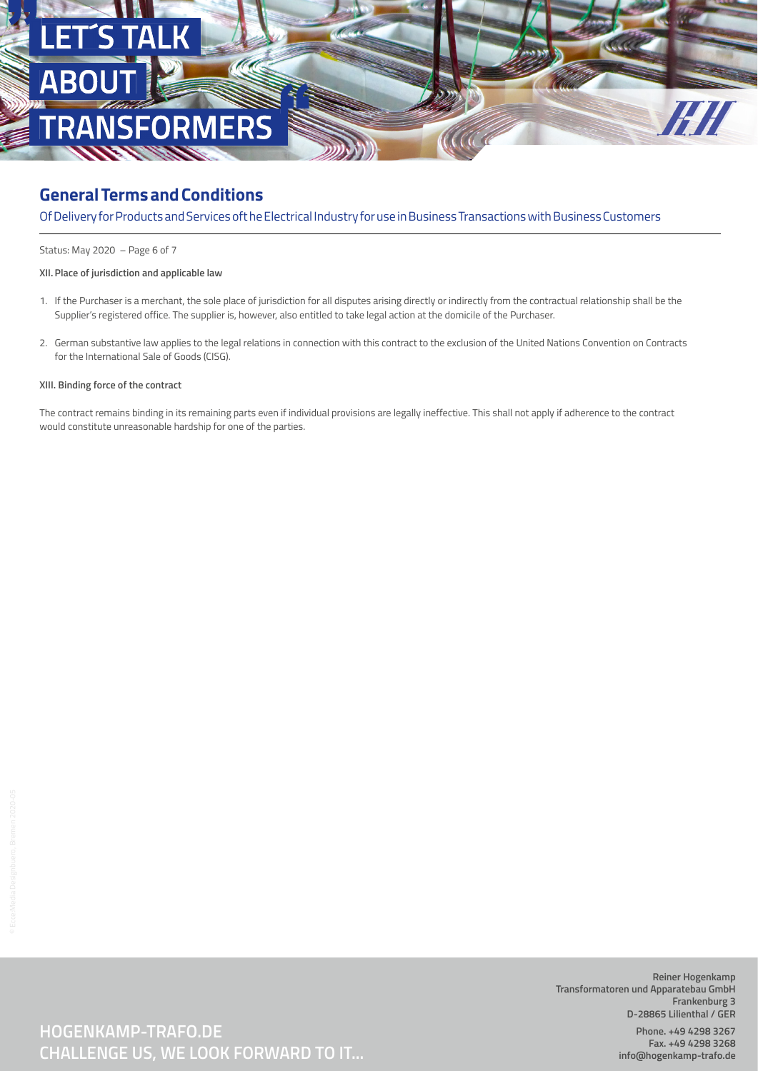## General Terms and Conditions

Of Delivery for Products and Services oft he Electrical Industry for use in Business Transactions with Business Customers

Status: May 2020

**XII. Place of jurisdiction and applicable law**

1. If the Purchaser is a merchant, the sole place of jurisdiction for all disputes arising directly or indirectly from the contractual relationship shall be the Supplier's registered office. The supplier is, however, also entitled to take legal action at the domicile of the Purchaser.

2. German substantive law applies to the legal relations in connection with this contract to the exclusion of the United Nations Convention on Contracts for the International Sale of Goods (CISG).

**XIII. Binding force of the contract**

The contract remains binding in its remaining parts even if individual provisions are legally ineffective. This shall not apply if adherence to the contract would constitute unreasonable hardship for one of the parties.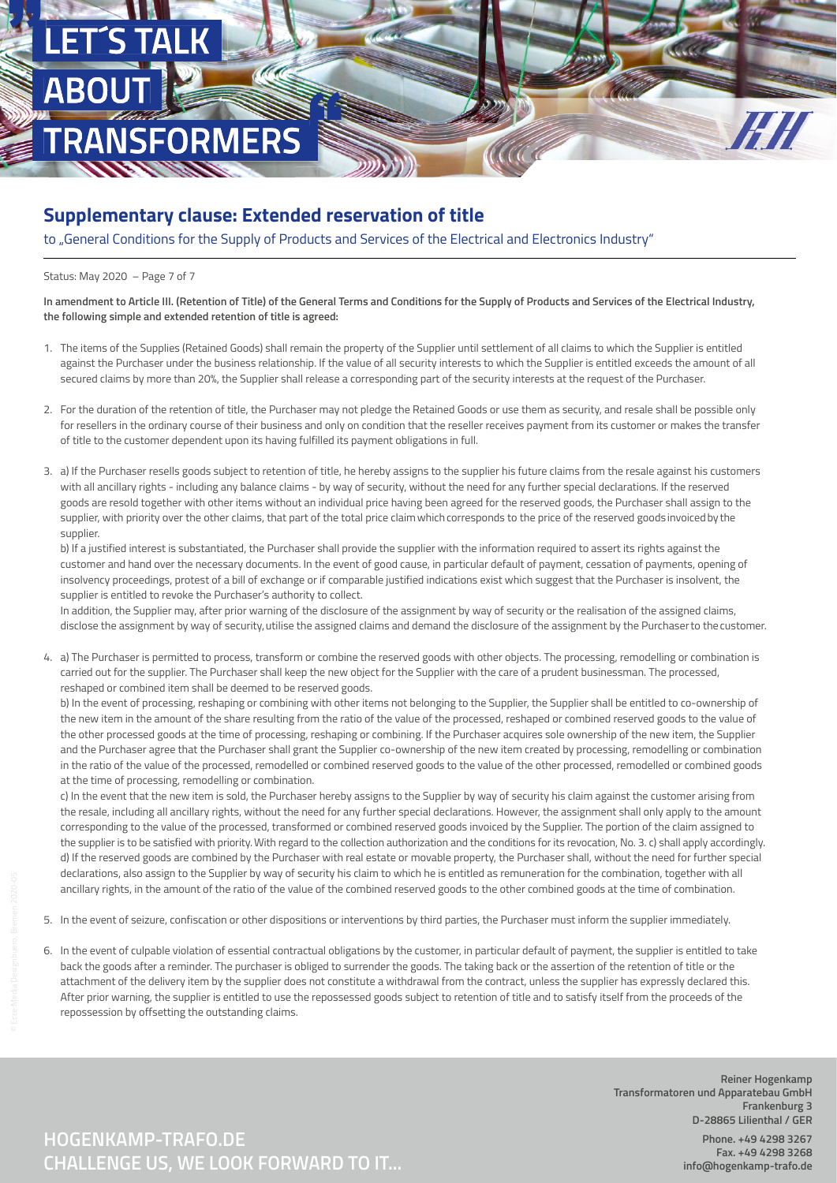# LET´S TALK ABOUT TRANSFORMERS

## Supplementary clause: Extended reservation of title

to „General Conditions for the Supply of Products and Services of the Electrical and Electronics Industry"

Status: May 2020 – Page 7 of 7

**In amendment to Article III. (Retention of Title) of the General Terms and Conditions for the Supply of Products and Services of the Electrical Industry, the following simple and extended retention of title is agreed:**

1. The items of the Supplies (Retained Goods) shall remain the property of the Supplier until settlement of all claims to which the Supplier is entitled against the Purchaser under the business relationship. If the value of all security interests to which the Supplier is entitled exceeds the amount of all secured claims by more than 20%, the Supplier shall release a corresponding part of the security interests at the request of the Purchaser.

2. For the duration of the retention of title, the Purchaser may not pledge the Retained Goods or use them as security, and resale shall be possible only for resellers in the ordinary course of their business and only on condition that the reseller receives payment from its customer or makes the transfer of title to the customer dependent upon its having fulfilled its payment obligations in full.

3. a) If the Purchaser resells goods subject to retention of title, he hereby assigns to the supplier his future claims from the resale against his customers with all ancillary rights - including any balance claims - by way of security, without the need for any further special declarations. If the reserved goods are resold together with other items without an individual price having been agreed for the reserved goods, the Purchaser shall assign to the supplier, with priority over the other claims, that part of the total price claim which corresponds to the price of the reserved goods invoiced by the supplier.
   b) If a justified interest is substantiated, the Purchaser shall provide the supplier with the information required to assert its rights against the customer and hand over the necessary documents. In the event of good cause, in particular default of payment, cessation of payments, opening of insolvency proceedings, protest of a bill of exchange or if comparable justified indications exist which suggest that the Purchaser is insolvent, the supplier is entitled to revoke the Purchaser's authority to collect.
   In addition, the Supplier may, after prior warning of the disclosure of the assignment by way of security or the realisation of the assigned claims, disclose the assignment by way of security, utilise the assigned claims and demand the disclosure of the assignment by the Purchaser to the customer.

4. a) The Purchaser is permitted to process, transform or combine the reserved goods with other objects. The processing, remodelling or combination is carried out for the supplier. The Purchaser shall keep the new object for the Supplier with the care of a prudent businessman. The processed, reshaped or combined item shall be deemed to be reserved goods.
   b) In the event of processing, reshaping or combining with other items not belonging to the Supplier, the Supplier shall be entitled to co-ownership of the new item in the amount of the share resulting from the ratio of the value of the processed, reshaped or combined reserved goods to the value of the other processed goods at the time of processing, reshaping or combining. If the Purchaser acquires sole ownership of the new item, the Supplier and the Purchaser agree that the Purchaser shall grant the Supplier co-ownership of the new item created by processing, remodelling or combination in the ratio of the value of the processed, remodelled or combined reserved goods to the value of the other processed, remodelled or combined goods at the time of processing, remodelling or combination.
   c) In the event that the new item is sold, the Purchaser hereby assigns to the Supplier by way of security his claim against the customer arising from the resale, including all ancillary rights, without the need for any further special declarations. However, the assignment shall only apply to the amount corresponding to the value of the processed, transformed or combined reserved goods invoiced by the Supplier. The portion of the claim assigned to the supplier is to be satisfied with priority. With regard to the collection authorization and the conditions for its revocation, No. 3. c) shall apply accordingly.
   d) If the reserved goods are combined by the Purchaser with real estate or movable property, the Purchaser shall, without the need for further special declarations, also assign to the Supplier by way of security his claim to which he is entitled as remuneration for the combination, together with all ancillary rights, in the amount of the ratio of the value of the combined reserved goods to the other combined goods at the time of combination.

5. In the event of seizure, confiscation or other dispositions or interventions by third parties, the Purchaser must inform the supplier immediately.

6. In the event of culpable violation of essential contractual obligations by the customer, in particular default of payment, the supplier is entitled to take back the goods after a reminder. The purchaser is obliged to surrender the goods. The taking back or the assertion of the retention of title or the attachment of the delivery item by the supplier does not constitute a withdrawal from the contract, unless the supplier has expressly declared this. After prior warning, the supplier is entitled to use the repossessed goods subject to retention of title and to satisfy itself from the proceeds of the repossession by offsetting the outstanding claims.

HOGENKAMP-TRAFO.DE
CHALLENGE US, WE LOOK FORWARD TO IT...

**Reiner Hogenkamp**
**Transformatoren und Apparatebau GmbH**
**Frankenburg 3**
**D-28865 Lilienthal / GER**

**Phone. +49 4298 3267**
**Fax. +49 4298 3268**
**info@hogenkamp-trafo.de**